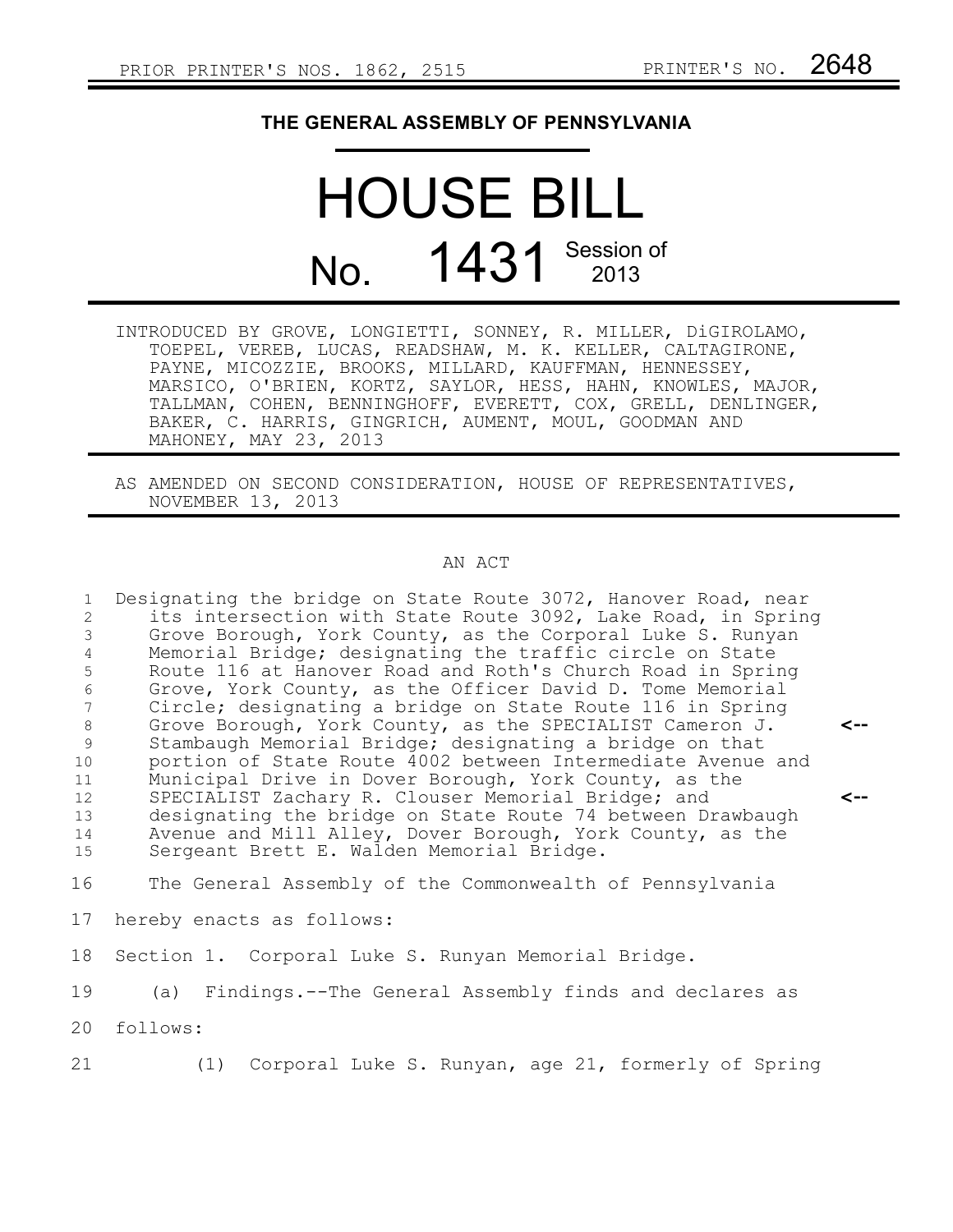PRIOR PRINTER'S NOS. 1862, 2515 PRINTER'S NO. 2648

# THE GENERAL ASSEMBLY OF PENNSYLVANIA

# HOUSE BILL No. 1431 Session of 2013

INTRODUCED BY GROVE, LONGIETTI, SONNEY, R. MILLER, DiGIROLAMO, TOEPEL, VEREB, LUCAS, READSHAW, M. K. KELLER, CALTAGIRONE, PAYNE, MICOZZIE, BROOKS, MILLARD, KAUFFMAN, HENNESSEY, MARSICO, O'BRIEN, KORTZ, SAYLOR, HESS, HAHN, KNOWLES, MAJOR, TALLMAN, COHEN, BENNINGHOFF, EVERETT, COX, GRELL, DENLINGER, BAKER, C. HARRIS, GINGRICH, AUMENT, MOUL, GOODMAN AND MAHONEY, MAY 23, 2013

AS AMENDED ON SECOND CONSIDERATION, HOUSE OF REPRESENTATIVES, NOVEMBER 13, 2013

## AN ACT

Designating the bridge on State Route 3072, Hanover Road, near its intersection with State Route 3092, Lake Road, in Spring Grove Borough, York County, as the Corporal Luke S. Runyan Memorial Bridge; designating the traffic circle on State Route 116 at Hanover Road and Roth's Church Road in Spring Grove, York County, as the Officer David D. Tome Memorial Circle; designating a bridge on State Route 116 in Spring Grove Borough, York County, as the SPECIALIST Cameron J. Stambaugh Memorial Bridge; designating a bridge on that portion of State Route 4002 between Intermediate Avenue and Municipal Drive in Dover Borough, York County, as the SPECIALIST Zachary R. Clouser Memorial Bridge; and designating the bridge on State Route 74 between Drawbaugh Avenue and Mill Alley, Dover Borough, York County, as the Sergeant Brett E. Walden Memorial Bridge.

The General Assembly of the Commonwealth of Pennsylvania hereby enacts as follows:

Section 1. Corporal Luke S. Runyan Memorial Bridge.

(a) Findings.--The General Assembly finds and declares as follows:

(1) Corporal Luke S. Runyan, age 21, formerly of Spring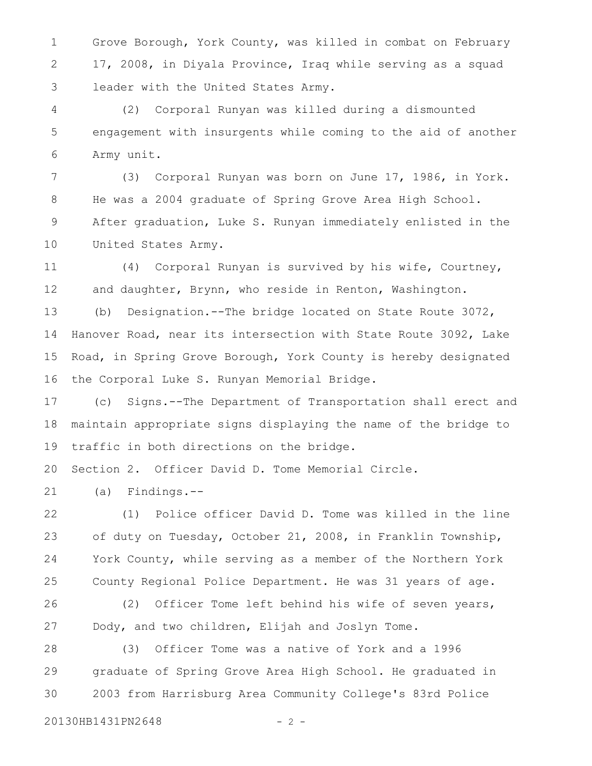Grove Borough, York County, was killed in combat on February 17, 2008, in Diyala Province, Iraq while serving as a squad leader with the United States Army.

(2) Corporal Runyan was killed during a dismounted engagement with insurgents while coming to the aid of another Army unit.

(3) Corporal Runyan was born on June 17, 1986, in York. He was a 2004 graduate of Spring Grove Area High School. After graduation, Luke S. Runyan immediately enlisted in the United States Army.

(4) Corporal Runyan is survived by his wife, Courtney, and daughter, Brynn, who reside in Renton, Washington.

(b) Designation.--The bridge located on State Route 3072, Hanover Road, near its intersection with State Route 3092, Lake Road, in Spring Grove Borough, York County is hereby designated the Corporal Luke S. Runyan Memorial Bridge.

(c) Signs.--The Department of Transportation shall erect and maintain appropriate signs displaying the name of the bridge to traffic in both directions on the bridge.

Section 2. Officer David D. Tome Memorial Circle.

(a) Findings.--

(1) Police officer David D. Tome was killed in the line of duty on Tuesday, October 21, 2008, in Franklin Township, York County, while serving as a member of the Northern York County Regional Police Department. He was 31 years of age.

(2) Officer Tome left behind his wife of seven years, Dody, and two children, Elijah and Joslyn Tome.

(3) Officer Tome was a native of York and a 1996 graduate of Spring Grove Area High School. He graduated in 2003 from Harrisburg Area Community College's 83rd Police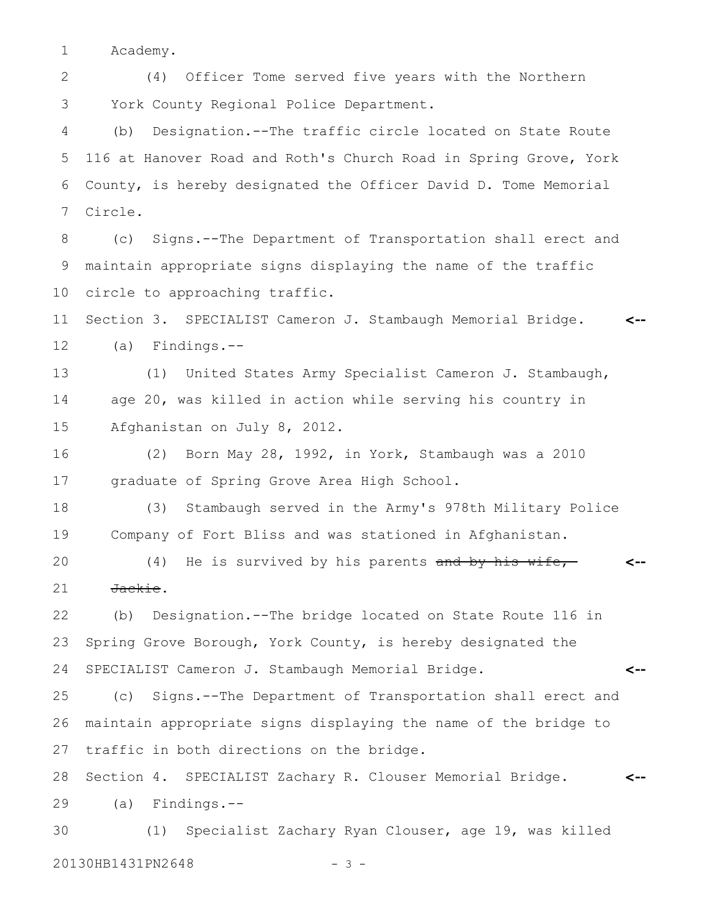Academy.

(4) Officer Tome served five years with the Northern York County Regional Police Department.

(b) Designation.--The traffic circle located on State Route 116 at Hanover Road and Roth's Church Road in Spring Grove, York County, is hereby designated the Officer David D. Tome Memorial Circle.

(c) Signs.--The Department of Transportation shall erect and maintain appropriate signs displaying the name of the traffic circle to approaching traffic.

Section 3. SPECIALIST Cameron J. Stambaugh Memorial Bridge. <--

(a) Findings.--

(1) United States Army Specialist Cameron J. Stambaugh, age 20, was killed in action while serving his country in Afghanistan on July 8, 2012.

(2) Born May 28, 1992, in York, Stambaugh was a 2010 graduate of Spring Grove Area High School.

(3) Stambaugh served in the Army's 978th Military Police Company of Fort Bliss and was stationed in Afghanistan.

(4) He is survived by his parents ~~and by his wife, Jackie~~. <--

(b) Designation.--The bridge located on State Route 116 in Spring Grove Borough, York County, is hereby designated the SPECIALIST Cameron J. Stambaugh Memorial Bridge. <--

(c) Signs.--The Department of Transportation shall erect and maintain appropriate signs displaying the name of the bridge to traffic in both directions on the bridge.

Section 4. SPECIALIST Zachary R. Clouser Memorial Bridge. <--

(a) Findings.--

(1) Specialist Zachary Ryan Clouser, age 19, was killed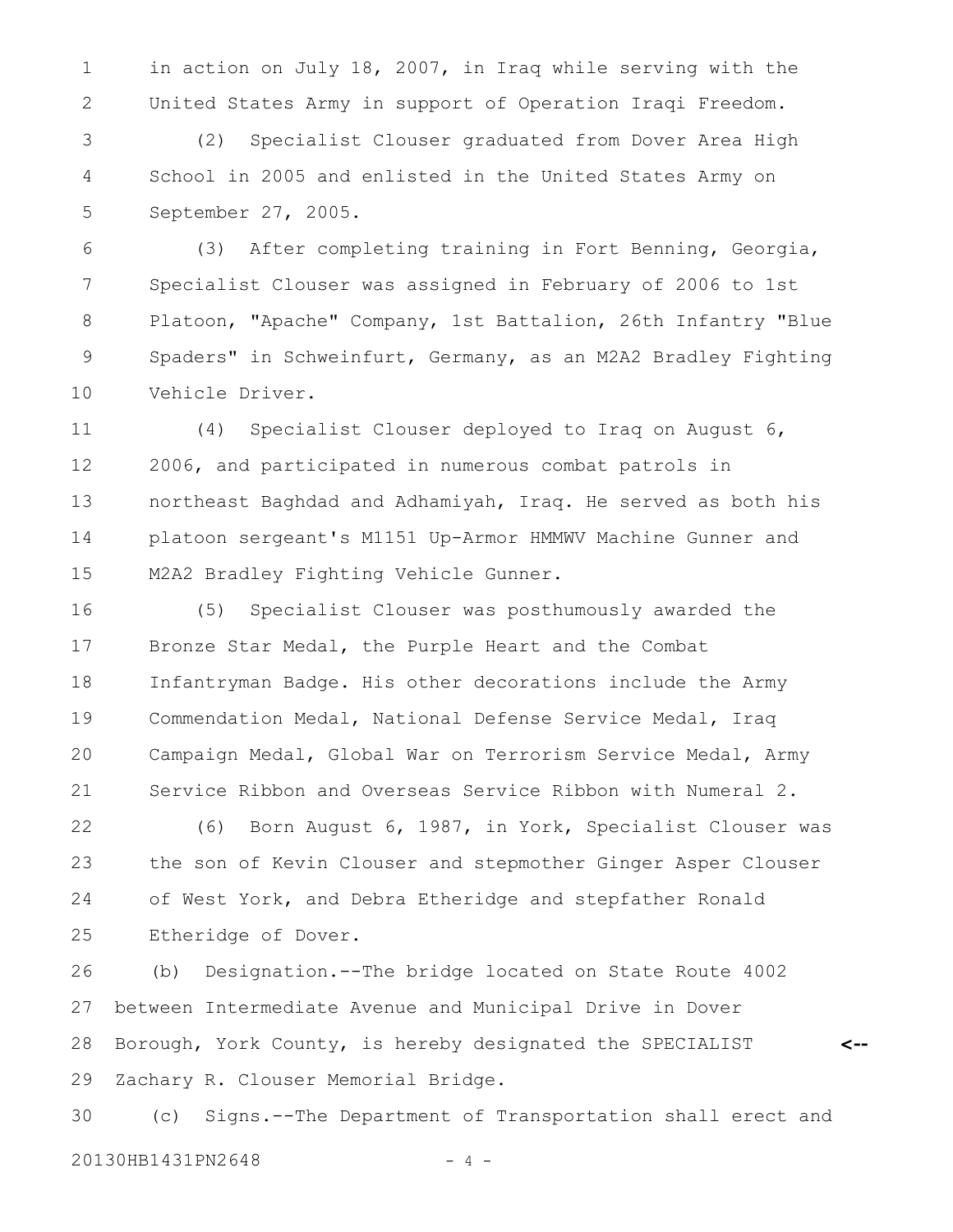in action on July 18, 2007, in Iraq while serving with the United States Army in support of Operation Iraqi Freedom.

(2) Specialist Clouser graduated from Dover Area High School in 2005 and enlisted in the United States Army on September 27, 2005.

(3) After completing training in Fort Benning, Georgia, Specialist Clouser was assigned in February of 2006 to 1st Platoon, "Apache" Company, 1st Battalion, 26th Infantry "Blue Spaders" in Schweinfurt, Germany, as an M2A2 Bradley Fighting Vehicle Driver.

(4) Specialist Clouser deployed to Iraq on August 6, 2006, and participated in numerous combat patrols in northeast Baghdad and Adhamiyah, Iraq. He served as both his platoon sergeant's M1151 Up-Armor HMMWV Machine Gunner and M2A2 Bradley Fighting Vehicle Gunner.

(5) Specialist Clouser was posthumously awarded the Bronze Star Medal, the Purple Heart and the Combat Infantryman Badge. His other decorations include the Army Commendation Medal, National Defense Service Medal, Iraq Campaign Medal, Global War on Terrorism Service Medal, Army Service Ribbon and Overseas Service Ribbon with Numeral 2.

(6) Born August 6, 1987, in York, Specialist Clouser was the son of Kevin Clouser and stepmother Ginger Asper Clouser of West York, and Debra Etheridge and stepfather Ronald Etheridge of Dover.

(b) Designation.--The bridge located on State Route 4002 between Intermediate Avenue and Municipal Drive in Dover Borough, York County, is hereby designated the SPECIALIST Zachary R. Clouser Memorial Bridge.

(c) Signs.--The Department of Transportation shall erect and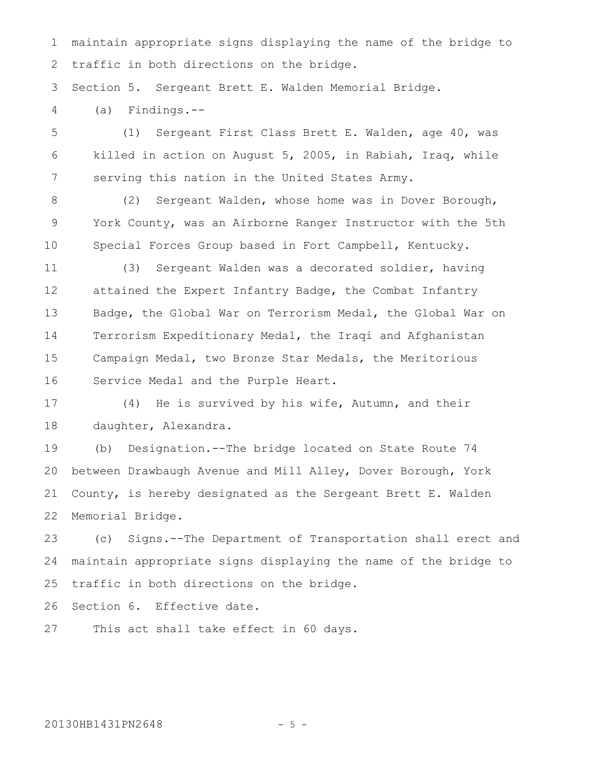maintain appropriate signs displaying the name of the bridge to traffic in both directions on the bridge.

Section 5. Sergeant Brett E. Walden Memorial Bridge.

(a) Findings.--

(1) Sergeant First Class Brett E. Walden, age 40, was killed in action on August 5, 2005, in Rabiah, Iraq, while serving this nation in the United States Army.

(2) Sergeant Walden, whose home was in Dover Borough, York County, was an Airborne Ranger Instructor with the 5th Special Forces Group based in Fort Campbell, Kentucky.

(3) Sergeant Walden was a decorated soldier, having attained the Expert Infantry Badge, the Combat Infantry Badge, the Global War on Terrorism Medal, the Global War on Terrorism Expeditionary Medal, the Iraqi and Afghanistan Campaign Medal, two Bronze Star Medals, the Meritorious Service Medal and the Purple Heart.

(4) He is survived by his wife, Autumn, and their daughter, Alexandra.

(b) Designation.--The bridge located on State Route 74 between Drawbaugh Avenue and Mill Alley, Dover Borough, York County, is hereby designated as the Sergeant Brett E. Walden Memorial Bridge.

(c) Signs.--The Department of Transportation shall erect and maintain appropriate signs displaying the name of the bridge to traffic in both directions on the bridge.

Section 6. Effective date.

This act shall take effect in 60 days.